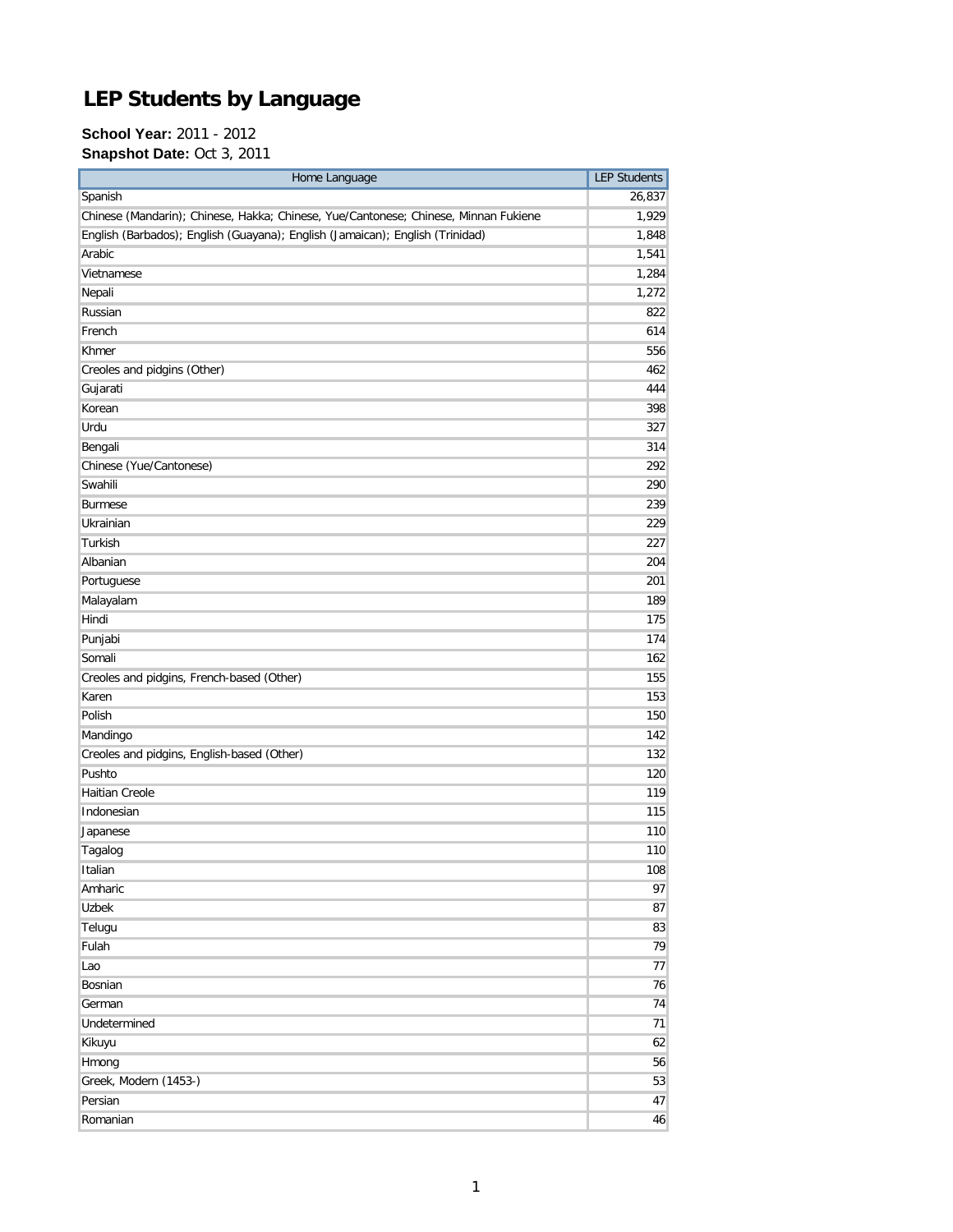# LEP Students by Language

**School Year:** 2011 - 2012

**Snapshot Date:** Oct 3, 2011

| Home Language | LEP Students |
|---|---|
| Spanish | 26,837 |
| Chinese (Mandarin); Chinese, Hakka; Chinese, Yue/Cantonese; Chinese, Minnan Fukiene | 1,929 |
| English (Barbados); English (Guayana); English (Jamaican); English (Trinidad) | 1,848 |
| Arabic | 1,541 |
| Vietnamese | 1,284 |
| Nepali | 1,272 |
| Russian | 822 |
| French | 614 |
| Khmer | 556 |
| Creoles and pidgins (Other) | 462 |
| Gujarati | 444 |
| Korean | 398 |
| Urdu | 327 |
| Bengali | 314 |
| Chinese (Yue/Cantonese) | 292 |
| Swahili | 290 |
| Burmese | 239 |
| Ukrainian | 229 |
| Turkish | 227 |
| Albanian | 204 |
| Portuguese | 201 |
| Malayalam | 189 |
| Hindi | 175 |
| Punjabi | 174 |
| Somali | 162 |
| Creoles and pidgins, French-based (Other) | 155 |
| Karen | 153 |
| Polish | 150 |
| Mandingo | 142 |
| Creoles and pidgins, English-based (Other) | 132 |
| Pushto | 120 |
| Haitian Creole | 119 |
| Indonesian | 115 |
| Japanese | 110 |
| Tagalog | 110 |
| Italian | 108 |
| Amharic | 97 |
| Uzbek | 87 |
| Telugu | 83 |
| Fulah | 79 |
| Lao | 77 |
| Bosnian | 76 |
| German | 74 |
| Undetermined | 71 |
| Kikuyu | 62 |
| Hmong | 56 |
| Greek, Modern (1453-) | 53 |
| Persian | 47 |
| Romanian | 46 |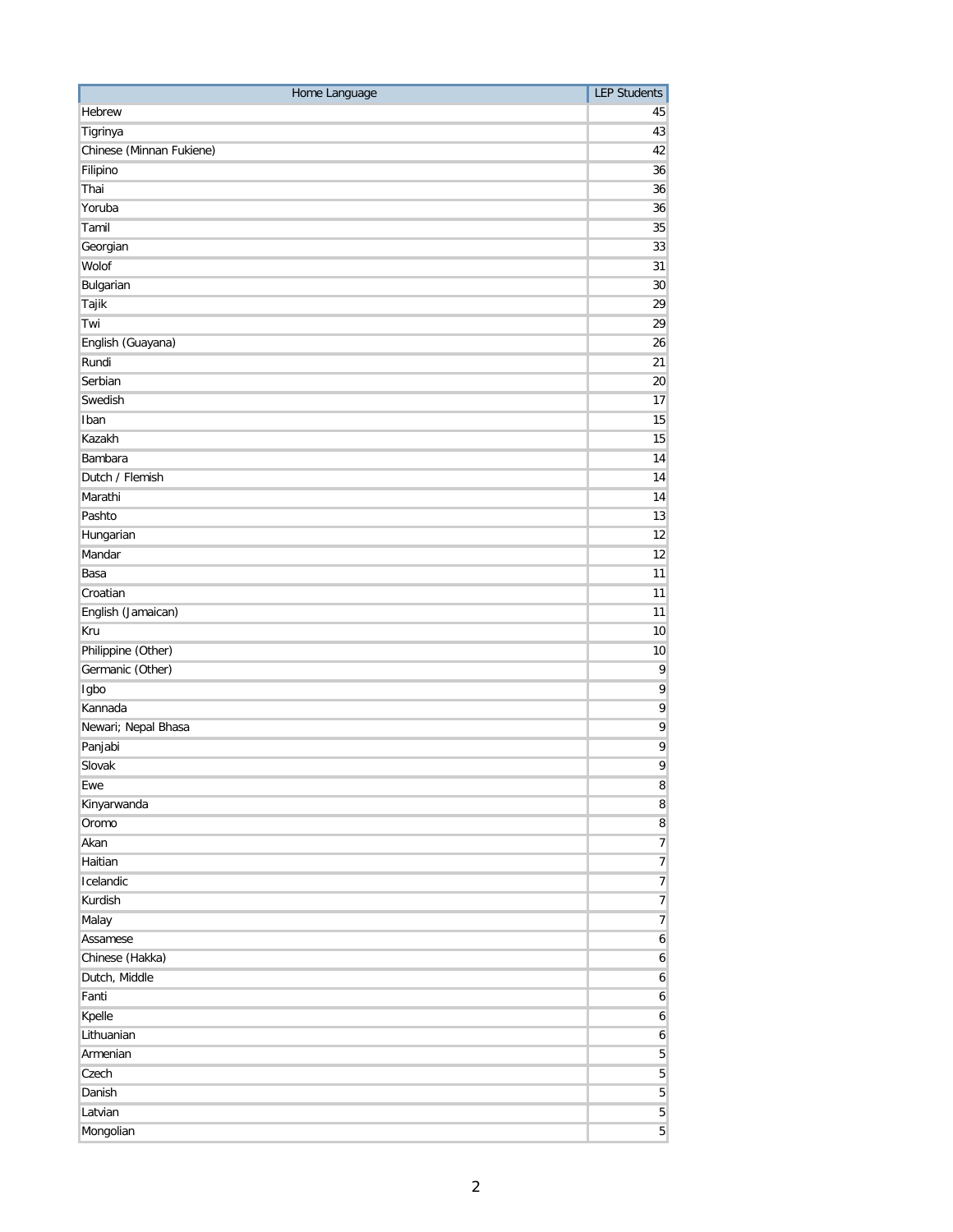| Home Language | LEP Students |
| --- | --- |
| Hebrew | 45 |
| Tigrinya | 43 |
| Chinese (Minnan Fukiene) | 42 |
| Filipino | 36 |
| Thai | 36 |
| Yoruba | 36 |
| Tamil | 35 |
| Georgian | 33 |
| Wolof | 31 |
| Bulgarian | 30 |
| Tajik | 29 |
| Twi | 29 |
| English (Guayana) | 26 |
| Rundi | 21 |
| Serbian | 20 |
| Swedish | 17 |
| Iban | 15 |
| Kazakh | 15 |
| Bambara | 14 |
| Dutch / Flemish | 14 |
| Marathi | 14 |
| Pashto | 13 |
| Hungarian | 12 |
| Mandar | 12 |
| Basa | 11 |
| Croatian | 11 |
| English (Jamaican) | 11 |
| Kru | 10 |
| Philippine (Other) | 10 |
| Germanic (Other) | 9 |
| Igbo | 9 |
| Kannada | 9 |
| Newari; Nepal Bhasa | 9 |
| Panjabi | 9 |
| Slovak | 9 |
| Ewe | 8 |
| Kinyarwanda | 8 |
| Oromo | 8 |
| Akan | 7 |
| Haitian | 7 |
| Icelandic | 7 |
| Kurdish | 7 |
| Malay | 7 |
| Assamese | 6 |
| Chinese (Hakka) | 6 |
| Dutch, Middle | 6 |
| Fanti | 6 |
| Kpelle | 6 |
| Lithuanian | 6 |
| Armenian | 5 |
| Czech | 5 |
| Danish | 5 |
| Latvian | 5 |
| Mongolian | 5 |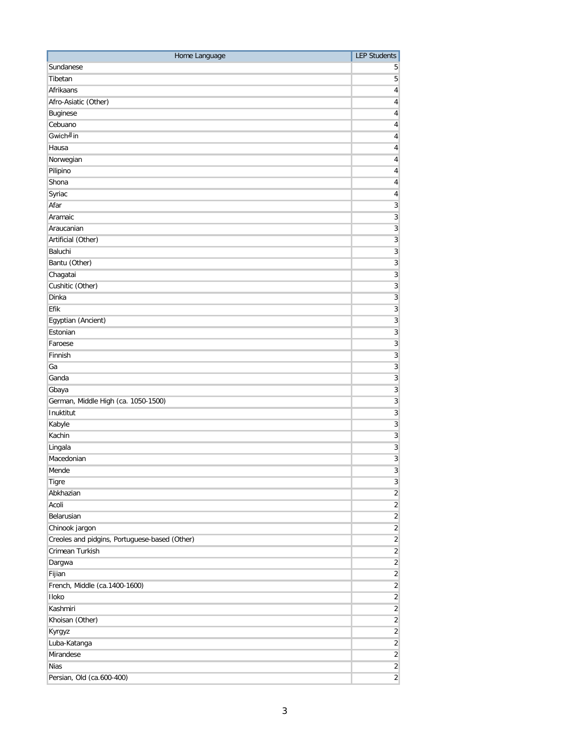| Home Language | LEP Students |
|---|---|
| Sundanese | 5 |
| Tibetan | 5 |
| Afrikaans | 4 |
| Afro-Asiatic (Other) | 4 |
| Buginese | 4 |
| Cebuano | 4 |
| Gwich╜in | 4 |
| Hausa | 4 |
| Norwegian | 4 |
| Pilipino | 4 |
| Shona | 4 |
| Syriac | 4 |
| Afar | 3 |
| Aramaic | 3 |
| Araucanian | 3 |
| Artificial (Other) | 3 |
| Baluchi | 3 |
| Bantu (Other) | 3 |
| Chagatai | 3 |
| Cushitic (Other) | 3 |
| Dinka | 3 |
| Efik | 3 |
| Egyptian (Ancient) | 3 |
| Estonian | 3 |
| Faroese | 3 |
| Finnish | 3 |
| Ga | 3 |
| Ganda | 3 |
| Gbaya | 3 |
| German, Middle High (ca. 1050-1500) | 3 |
| Inuktitut | 3 |
| Kabyle | 3 |
| Kachin | 3 |
| Lingala | 3 |
| Macedonian | 3 |
| Mende | 3 |
| Tigre | 3 |
| Abkhazian | 2 |
| Acoli | 2 |
| Belarusian | 2 |
| Chinook jargon | 2 |
| Creoles and pidgins, Portuguese-based (Other) | 2 |
| Crimean Turkish | 2 |
| Dargwa | 2 |
| Fijian | 2 |
| French, Middle (ca.1400-1600) | 2 |
| Iloko | 2 |
| Kashmiri | 2 |
| Khoisan (Other) | 2 |
| Kyrgyz | 2 |
| Luba-Katanga | 2 |
| Mirandese | 2 |
| Nias | 2 |
| Persian, Old (ca.600-400) | 2 |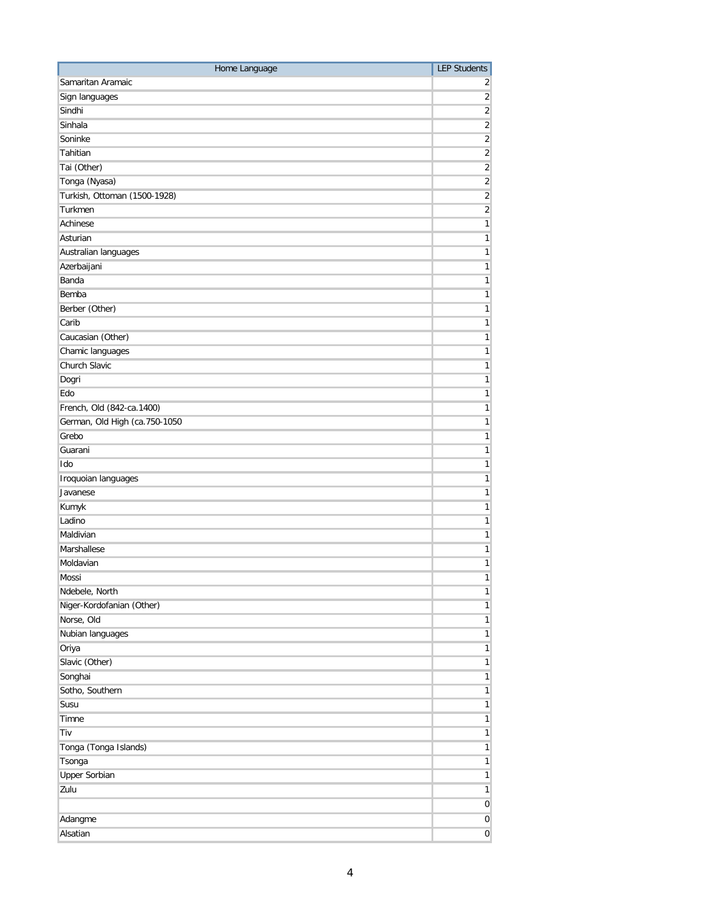| Home Language | LEP Students |
|---|---|
| Samaritan Aramaic | 2 |
| Sign languages | 2 |
| Sindhi | 2 |
| Sinhala | 2 |
| Soninke | 2 |
| Tahitian | 2 |
| Tai (Other) | 2 |
| Tonga (Nyasa) | 2 |
| Turkish, Ottoman (1500-1928) | 2 |
| Turkmen | 2 |
| Achinese | 1 |
| Asturian | 1 |
| Australian languages | 1 |
| Azerbaijani | 1 |
| Banda | 1 |
| Bemba | 1 |
| Berber (Other) | 1 |
| Carib | 1 |
| Caucasian (Other) | 1 |
| Chamic languages | 1 |
| Church Slavic | 1 |
| Dogri | 1 |
| Edo | 1 |
| French, Old (842-ca.1400) | 1 |
| German, Old High (ca.750-1050 | 1 |
| Grebo | 1 |
| Guarani | 1 |
| Ido | 1 |
| Iroquoian languages | 1 |
| Javanese | 1 |
| Kumyk | 1 |
| Ladino | 1 |
| Maldivian | 1 |
| Marshallese | 1 |
| Moldavian | 1 |
| Mossi | 1 |
| Ndebele, North | 1 |
| Niger-Kordofanian (Other) | 1 |
| Norse, Old | 1 |
| Nubian languages | 1 |
| Oriya | 1 |
| Slavic (Other) | 1 |
| Songhai | 1 |
| Sotho, Southern | 1 |
| Susu | 1 |
| Timne | 1 |
| Tiv | 1 |
| Tonga (Tonga Islands) | 1 |
| Tsonga | 1 |
| Upper Sorbian | 1 |
| Zulu | 1 |
| | 0 |
| Adangme | 0 |
| Alsatian | 0 |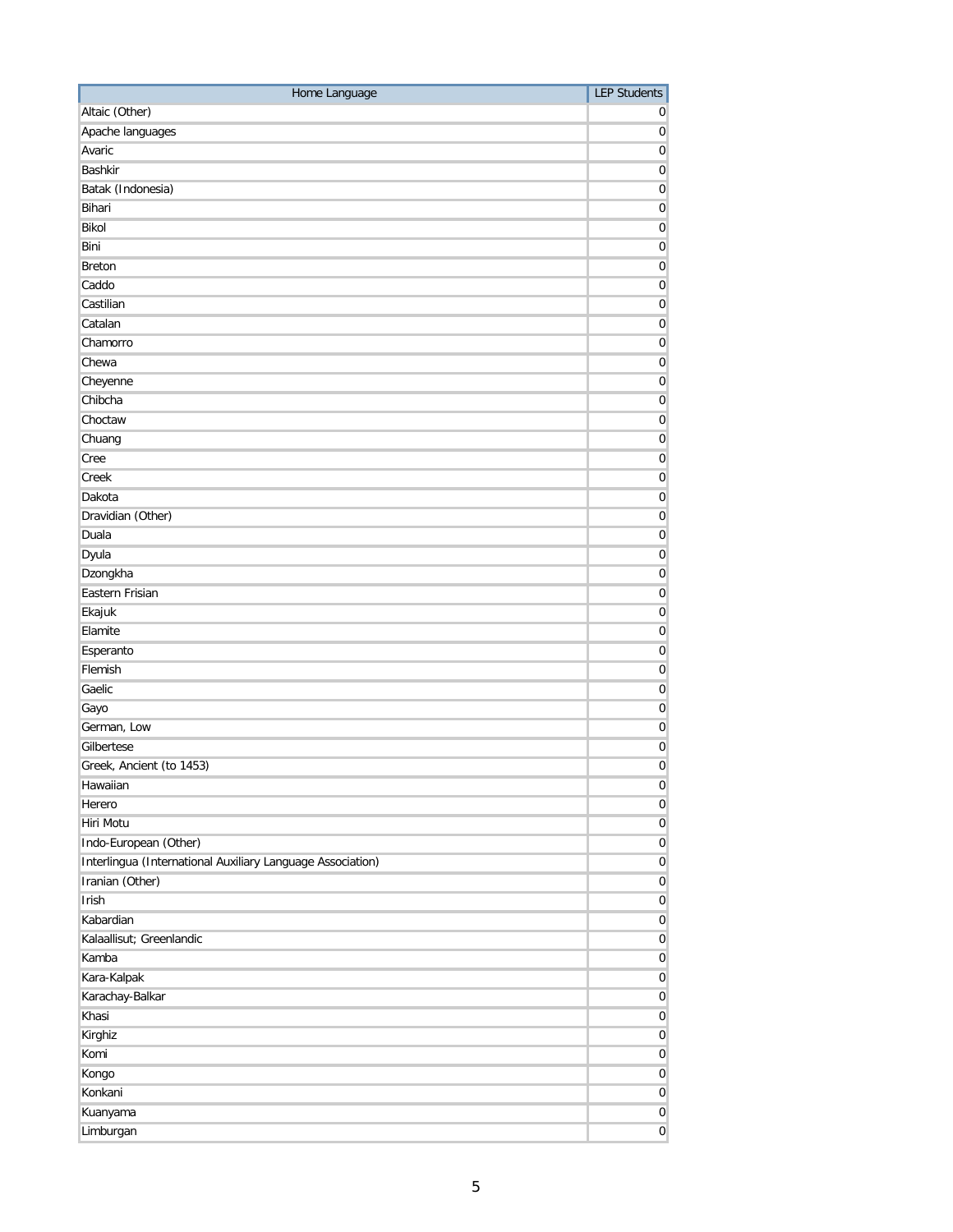| Home Language | LEP Students |
|---|---|
| Altaic (Other) | 0 |
| Apache languages | 0 |
| Avaric | 0 |
| Bashkir | 0 |
| Batak (Indonesia) | 0 |
| Bihari | 0 |
| Bikol | 0 |
| Bini | 0 |
| Breton | 0 |
| Caddo | 0 |
| Castilian | 0 |
| Catalan | 0 |
| Chamorro | 0 |
| Chewa | 0 |
| Cheyenne | 0 |
| Chibcha | 0 |
| Choctaw | 0 |
| Chuang | 0 |
| Cree | 0 |
| Creek | 0 |
| Dakota | 0 |
| Dravidian (Other) | 0 |
| Duala | 0 |
| Dyula | 0 |
| Dzongkha | 0 |
| Eastern Frisian | 0 |
| Ekajuk | 0 |
| Elamite | 0 |
| Esperanto | 0 |
| Flemish | 0 |
| Gaelic | 0 |
| Gayo | 0 |
| German, Low | 0 |
| Gilbertese | 0 |
| Greek, Ancient (to 1453) | 0 |
| Hawaiian | 0 |
| Herero | 0 |
| Hiri Motu | 0 |
| Indo-European (Other) | 0 |
| Interlingua (International Auxiliary Language Association) | 0 |
| Iranian (Other) | 0 |
| Irish | 0 |
| Kabardian | 0 |
| Kalaallisut; Greenlandic | 0 |
| Kamba | 0 |
| Kara-Kalpak | 0 |
| Karachay-Balkar | 0 |
| Khasi | 0 |
| Kirghiz | 0 |
| Komi | 0 |
| Kongo | 0 |
| Konkani | 0 |
| Kuanyama | 0 |
| Limburgan | 0 |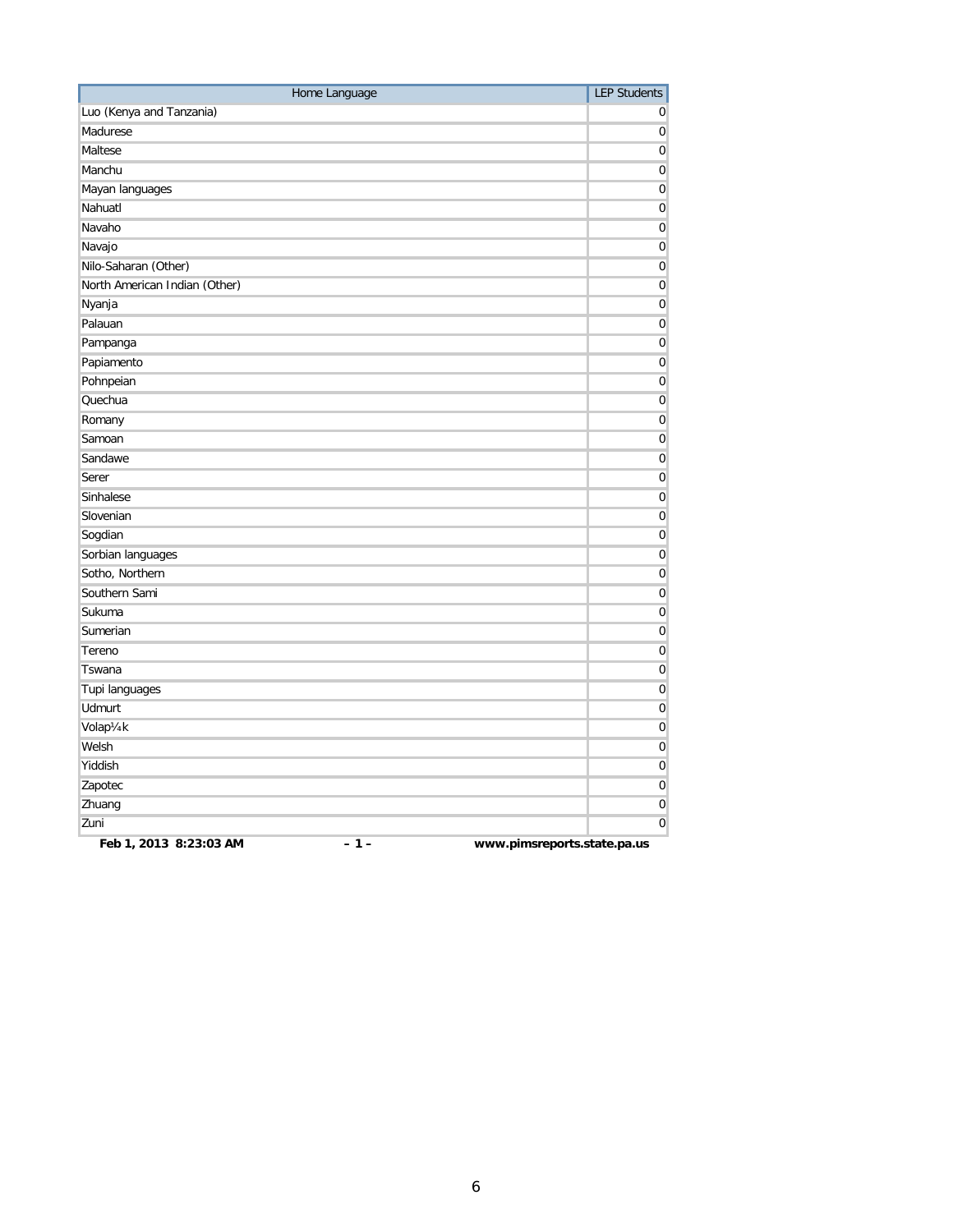| Home Language | LEP Students |
|---|---|
| Luo (Kenya and Tanzania) | 0 |
| Madurese | 0 |
| Maltese | 0 |
| Manchu | 0 |
| Mayan languages | 0 |
| Nahuatl | 0 |
| Navaho | 0 |
| Navajo | 0 |
| Nilo-Saharan (Other) | 0 |
| North American Indian (Other) | 0 |
| Nyanja | 0 |
| Palauan | 0 |
| Pampanga | 0 |
| Papiamento | 0 |
| Pohnpeian | 0 |
| Quechua | 0 |
| Romany | 0 |
| Samoan | 0 |
| Sandawe | 0 |
| Serer | 0 |
| Sinhalese | 0 |
| Slovenian | 0 |
| Sogdian | 0 |
| Sorbian languages | 0 |
| Sotho, Northern | 0 |
| Southern Sami | 0 |
| Sukuma | 0 |
| Sumerian | 0 |
| Tereno | 0 |
| Tswana | 0 |
| Tupi languages | 0 |
| Udmurt | 0 |
| Volap¼k | 0 |
| Welsh | 0 |
| Yiddish | 0 |
| Zapotec | 0 |
| Zhuang | 0 |
| Zuni | 0 |

**Feb 1, 2013 8:23:03 AM** **www.pimsreports.state.pa.us**